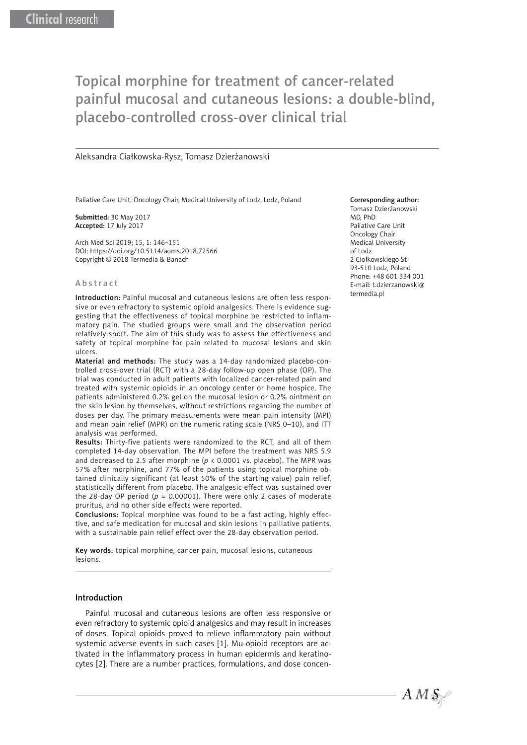Clinical research

# Topical morphine for treatment of cancer-related painful mucosal and cutaneous lesions: a double-blind, placebo-controlled cross-over clinical trial

Aleksandra Ciałkowska-Rysz, Tomasz Dzierżanowski

Paliative Care Unit, Oncology Chair, Medical University of Lodz, Lodz, Poland

**Submitted:** 30 May 2017
**Accepted:** 17 July 2017

Arch Med Sci 2019; 15, 1: 146–151
DOI: https://doi.org/10.5114/aoms.2018.72566
Copyright © 2018 Termedia & Banach

**Corresponding author:**
Tomasz Dzierżanowski
MD, PhD
Paliative Care Unit
Oncology Chair
Medical University
of Lodz
2 Ciołkowskiego St
93-510 Lodz, Poland
Phone: +48 601 334 001
E-mail: t.dzierzanowski@termedia.pl

## Abstract

**Introduction:** Painful mucosal and cutaneous lesions are often less responsive or even refractory to systemic opioid analgesics. There is evidence suggesting that the effectiveness of topical morphine be restricted to inflammatory pain. The studied groups were small and the observation period relatively short. The aim of this study was to assess the effectiveness and safety of topical morphine for pain related to mucosal lesions and skin ulcers.

**Material and methods:** The study was a 14-day randomized placebo-controlled cross-over trial (RCT) with a 28-day follow-up open phase (OP). The trial was conducted in adult patients with localized cancer-related pain and treated with systemic opioids in an oncology center or home hospice. The patients administered 0.2% gel on the mucosal lesion or 0.2% ointment on the skin lesion by themselves, without restrictions regarding the number of doses per day. The primary measurements were mean pain intensity (MPI) and mean pain relief (MPR) on the numeric rating scale (NRS 0–10), and ITT analysis was performed.

**Results:** Thirty-five patients were randomized to the RCT, and all of them completed 14-day observation. The MPI before the treatment was NRS 5.9 and decreased to 2.5 after morphine ($p < 0.0001$ vs. placebo). The MPR was 57% after morphine, and 77% of the patients using topical morphine obtained clinically significant (at least 50% of the starting value) pain relief, statistically different from placebo. The analgesic effect was sustained over the 28-day OP period ($p = 0.00001$). There were only 2 cases of moderate pruritus, and no other side effects were reported.

**Conclusions:** Topical morphine was found to be a fast acting, highly effective, and safe medication for mucosal and skin lesions in palliative patients, with a sustainable pain relief effect over the 28-day observation period.

**Key words:** topical morphine, cancer pain, mucosal lesions, cutaneous lesions.

## Introduction

Painful mucosal and cutaneous lesions are often less responsive or even refractory to systemic opioid analgesics and may result in increases of doses. Topical opioids proved to relieve inflammatory pain without systemic adverse events in such cases [1]. Mu-opioid receptors are activated in the inflammatory process in human epidermis and keratinocytes [2]. There are a number practices, formulations, and dose concen-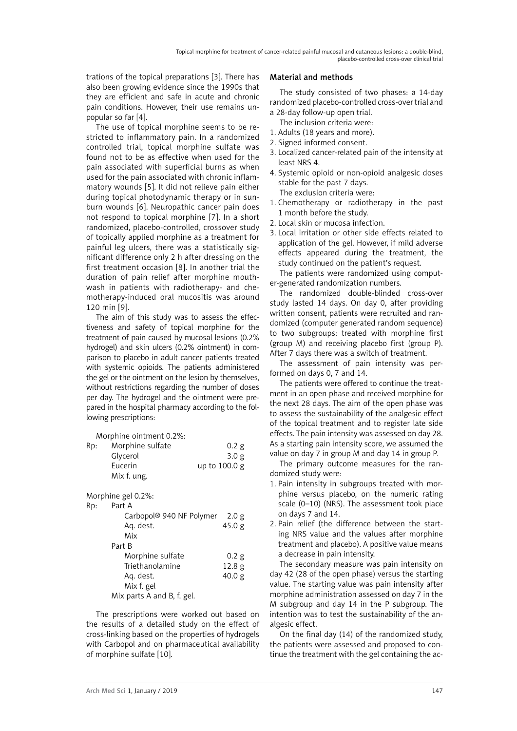trations of the topical preparations [3]. There has also been growing evidence since the 1990s that they are efficient and safe in acute and chronic pain conditions. However, their use remains unpopular so far [4].

The use of topical morphine seems to be restricted to inflammatory pain. In a randomized controlled trial, topical morphine sulfate was found not to be as effective when used for the pain associated with superficial burns as when used for the pain associated with chronic inflammatory wounds [5]. It did not relieve pain either during topical photodynamic therapy or in sunburn wounds [6]. Neuropathic cancer pain does not respond to topical morphine [7]. In a short randomized, placebo-controlled, crossover study of topically applied morphine as a treatment for painful leg ulcers, there was a statistically significant difference only 2 h after dressing on the first treatment occasion [8]. In another trial the duration of pain relief after morphine mouthwash in patients with radiotherapy- and chemotherapy-induced oral mucositis was around 120 min [9].

The aim of this study was to assess the effectiveness and safety of topical morphine for the treatment of pain caused by mucosal lesions (0.2% hydrogel) and skin ulcers (0.2% ointment) in comparison to placebo in adult cancer patients treated with systemic opioids. The patients administered the gel or the ointment on the lesion by themselves, without restrictions regarding the number of doses per day. The hydrogel and the ointment were prepared in the hospital pharmacy according to the following prescriptions:

Morphine ointment 0.2%:

| | | |
|---|---|---|
| Rp: | Morphine sulfate | 0.2 g |
| | Glycerol | 3.0 g |
| | Eucerin | up to 100.0 g |
| | Mix f. ung. | |

Morphine gel 0.2%:

| | | |
|---|---|---|
| Rp: | Part A | |
| | Carbopol® 940 NF Polymer | 2.0 g |
| | Aq. dest. | 45.0 g |
| | Mix | |
| | Part B | |
| | Morphine sulfate | 0.2 g |
| | Triethanolamine | 12.8 g |
| | Aq. dest. | 40.0 g |
| | Mix f. gel | |
| | Mix parts A and B, f. gel. | |

The prescriptions were worked out based on the results of a detailed study on the effect of cross-linking based on the properties of hydrogels with Carbopol and on pharmaceutical availability of morphine sulfate [10].

## Material and methods

The study consisted of two phases: a 14-day randomized placebo-controlled cross-over trial and a 28-day follow-up open trial.

The inclusion criteria were:

1. Adults (18 years and more).
2. Signed informed consent.
3. Localized cancer-related pain of the intensity at least NRS 4.
4. Systemic opioid or non-opioid analgesic doses stable for the past 7 days.

The exclusion criteria were:

1. Chemotherapy or radiotherapy in the past 1 month before the study.
2. Local skin or mucosa infection.
3. Local irritation or other side effects related to application of the gel. However, if mild adverse effects appeared during the treatment, the study continued on the patient's request.

The patients were randomized using computer-generated randomization numbers.

The randomized double-blinded cross-over study lasted 14 days. On day 0, after providing written consent, patients were recruited and randomized (computer generated random sequence) to two subgroups: treated with morphine first (group M) and receiving placebo first (group P). After 7 days there was a switch of treatment.

The assessment of pain intensity was performed on days 0, 7 and 14.

The patients were offered to continue the treatment in an open phase and received morphine for the next 28 days. The aim of the open phase was to assess the sustainability of the analgesic effect of the topical treatment and to register late side effects. The pain intensity was assessed on day 28. As a starting pain intensity score, we assumed the value on day 7 in group M and day 14 in group P.

The primary outcome measures for the randomized study were:

1. Pain intensity in subgroups treated with morphine versus placebo, on the numeric rating scale (0–10) (NRS). The assessment took place on days 7 and 14.
2. Pain relief (the difference between the starting NRS value and the values after morphine treatment and placebo). A positive value means a decrease in pain intensity.

The secondary measure was pain intensity on day 42 (28 of the open phase) versus the starting value. The starting value was pain intensity after morphine administration assessed on day 7 in the M subgroup and day 14 in the P subgroup. The intention was to test the sustainability of the analgesic effect.

On the final day (14) of the randomized study, the patients were assessed and proposed to continue the treatment with the gel containing the ac-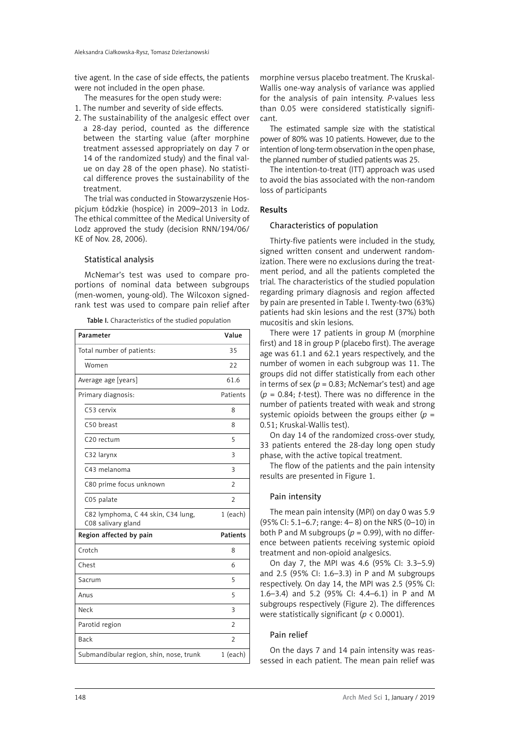tive agent. In the case of side effects, the patients were not included in the open phase.

The measures for the open study were:

1. The number and severity of side effects.
2. The sustainability of the analgesic effect over a 28-day period, counted as the difference between the starting value (after morphine treatment assessed appropriately on day 7 or 14 of the randomized study) and the final value on day 28 of the open phase). No statistical difference proves the sustainability of the treatment.

The trial was conducted in Stowarzyszenie Hospicjum Łódzkie (hospice) in 2009–2013 in Lodz. The ethical committee of the Medical University of Lodz approved the study (decision RNN/194/06/KE of Nov. 28, 2006).

### Statistical analysis

McNemar's test was used to compare proportions of nominal data between subgroups (men-women, young-old). The Wilcoxon signed-rank test was used to compare pain relief after morphine versus placebo treatment. The Kruskal-Wallis one-way analysis of variance was applied for the analysis of pain intensity. *P*-values less than 0.05 were considered statistically significant.

The estimated sample size with the statistical power of 80% was 10 patients. However, due to the intention of long-term observation in the open phase, the planned number of studied patients was 25.

The intention-to-treat (ITT) approach was used to avoid the bias associated with the non-random loss of participants

**Table I.** Characteristics of the studied population

| Parameter | Value |
|---|---|
| Total number of patients: | 35 |
| Women | 22 |
| Average age [years] | 61.6 |
| Primary diagnosis: | Patients |
| C53 cervix | 8 |
| C50 breast | 8 |
| C20 rectum | 5 |
| C32 larynx | 3 |
| C43 melanoma | 3 |
| C80 prime focus unknown | 2 |
| C05 palate | 2 |
| C82 lymphoma, C 44 skin, C34 lung, C08 salivary gland | 1 (each) |
| **Region affected by pain** | **Patients** |
| Crotch | 8 |
| Chest | 6 |
| Sacrum | 5 |
| Anus | 5 |
| Neck | 3 |
| Parotid region | 2 |
| Back | 2 |
| Submandibular region, shin, nose, trunk | 1 (each) |

## Results

### Characteristics of population

Thirty-five patients were included in the study, signed written consent and underwent randomization. There were no exclusions during the treatment period, and all the patients completed the trial. The characteristics of the studied population regarding primary diagnosis and region affected by pain are presented in Table I. Twenty-two (63%) patients had skin lesions and the rest (37%) both mucositis and skin lesions.

There were 17 patients in group M (morphine first) and 18 in group P (placebo first). The average age was 61.1 and 62.1 years respectively, and the number of women in each subgroup was 11. The groups did not differ statistically from each other in terms of sex ($p = 0.83$; McNemar's test) and age ($p = 0.84$; *t*-test). There was no difference in the number of patients treated with weak and strong systemic opioids between the groups either ($p = 0.51$; Kruskal-Wallis test).

On day 14 of the randomized cross-over study, 33 patients entered the 28-day long open study phase, with the active topical treatment.

The flow of the patients and the pain intensity results are presented in Figure 1.

### Pain intensity

The mean pain intensity (MPI) on day 0 was 5.9 (95% CI: 5.1–6.7; range: 4– 8) on the NRS (0–10) in both P and M subgroups ($p = 0.99$), with no difference between patients receiving systemic opioid treatment and non-opioid analgesics.

On day 7, the MPI was 4.6 (95% CI: 3.3–5.9) and 2.5 (95% CI: 1.6–3.3) in P and M subgroups respectively. On day 14, the MPI was 2.5 (95% CI: 1.6–3.4) and 5.2 (95% CI: 4.4–6.1) in P and M subgroups respectively (Figure 2). The differences were statistically significant ($p < 0.0001$).

### Pain relief

On the days 7 and 14 pain intensity was reassessed in each patient. The mean pain relief was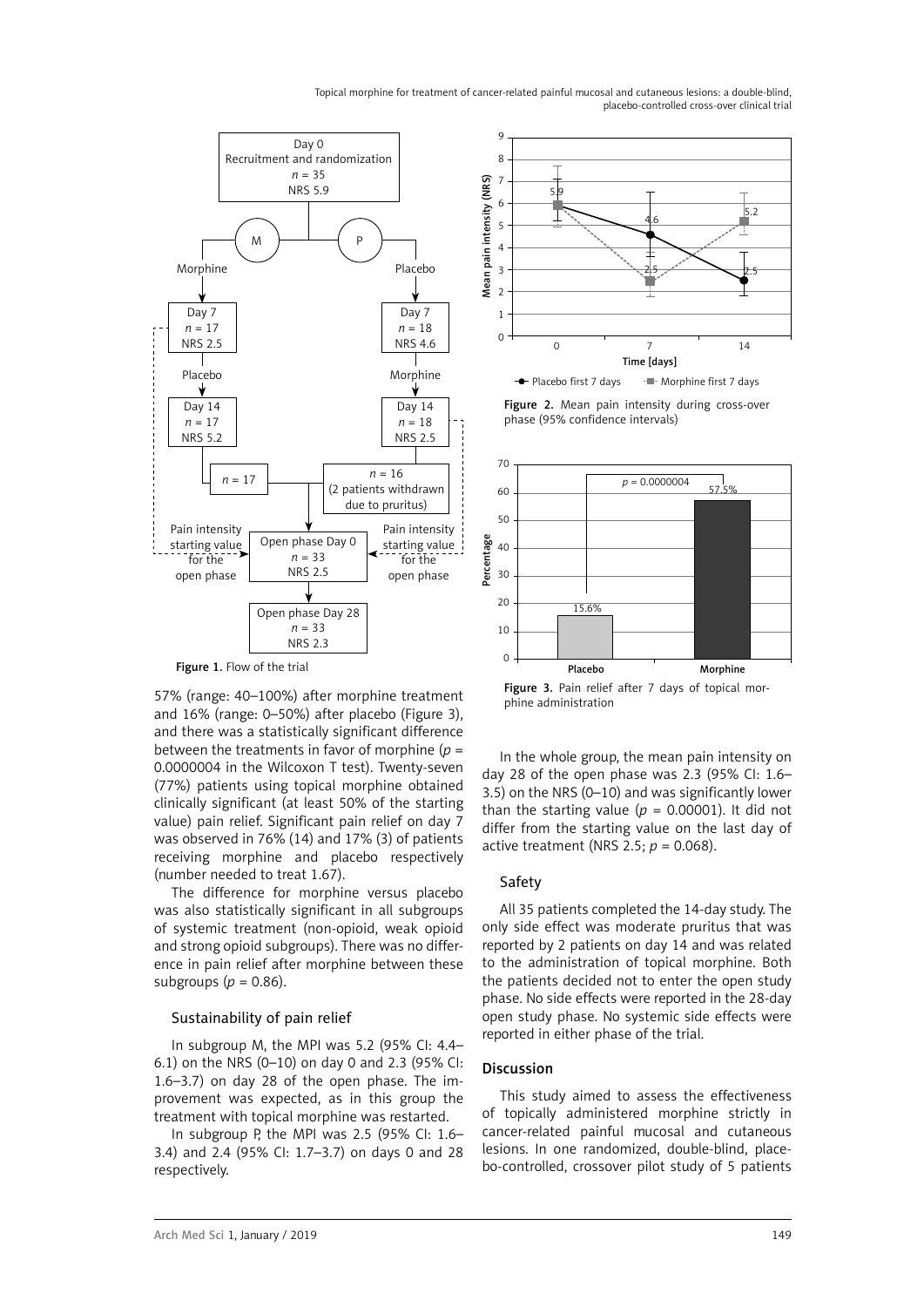Day 0
Recruitment and randomization
$n$ = 35
NRS 5.9

M

P

Morphine

Placebo

Day 7
$n$ = 17
NRS 2.5

Day 7
$n$ = 18
NRS 4.6

Placebo

Morphine

Day 14
$n$ = 17
NRS 5.2

Day 14
$n$ = 18
NRS 2.5

$n$ = 17

$n$ = 16
(2 patients withdrawn due to pruritus)

Pain intensity starting value for the open phase

Open phase Day 0
$n$ = 33
NRS 2.5

Pain intensity starting value for the open phase

Open phase Day 28
$n$ = 33
NRS 2.3

**Figure 1.** Flow of the trial

Mean pain intensity (NRS)

9
8
7
6
5
4
3
2
1
0

5.9
4.6
5.2
2.5
2.5

0
7
14

Time [days]

Placebo first 7 days
Morphine first 7 days

**Figure 2.** Mean pain intensity during cross-over phase (95% confidence intervals)

Percentage

70
60
50
40
30
20
10
0

$p$ = 0.0000004

57.5%

15.6%

Placebo

Morphine

**Figure 3.** Pain relief after 7 days of topical morphine administration

57% (range: 40–100%) after morphine treatment and 16% (range: 0–50%) after placebo (Figure 3), and there was a statistically significant difference between the treatments in favor of morphine ($p$ = 0.0000004 in the Wilcoxon T test). Twenty-seven (77%) patients using topical morphine obtained clinically significant (at least 50% of the starting value) pain relief. Significant pain relief on day 7 was observed in 76% (14) and 17% (3) of patients receiving morphine and placebo respectively (number needed to treat 1.67).

The difference for morphine versus placebo was also statistically significant in all subgroups of systemic treatment (non-opioid, weak opioid and strong opioid subgroups). There was no difference in pain relief after morphine between these subgroups ($p$ = 0.86).

### Sustainability of pain relief

In subgroup M, the MPI was 5.2 (95% CI: 4.4–6.1) on the NRS (0–10) on day 0 and 2.3 (95% CI: 1.6–3.7) on day 28 of the open phase. The improvement was expected, as in this group the treatment with topical morphine was restarted.

In subgroup P, the MPI was 2.5 (95% CI: 1.6–3.4) and 2.4 (95% CI: 1.7–3.7) on days 0 and 28 respectively.

In the whole group, the mean pain intensity on day 28 of the open phase was 2.3 (95% CI: 1.6–3.5) on the NRS (0–10) and was significantly lower than the starting value ($p$ = 0.00001). It did not differ from the starting value on the last day of active treatment (NRS 2.5; $p$ = 0.068).

### Safety

All 35 patients completed the 14-day study. The only side effect was moderate pruritus that was reported by 2 patients on day 14 and was related to the administration of topical morphine. Both the patients decided not to enter the open study phase. No side effects were reported in the 28-day open study phase. No systemic side effects were reported in either phase of the trial.

## Discussion

This study aimed to assess the effectiveness of topically administered morphine strictly in cancer-related painful mucosal and cutaneous lesions. In one randomized, double-blind, placebo-controlled, crossover pilot study of 5 patients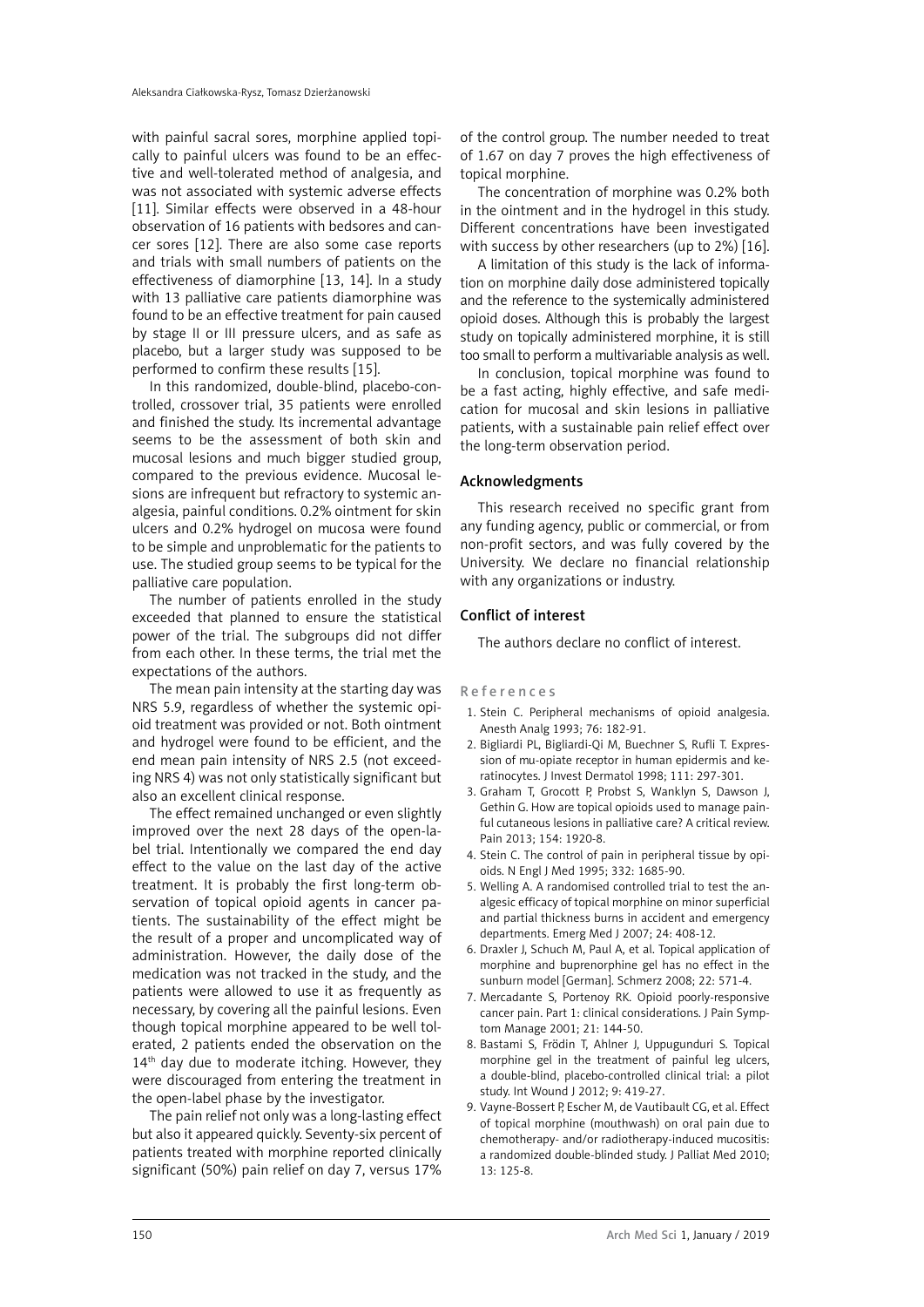with painful sacral sores, morphine applied topically to painful ulcers was found to be an effective and well-tolerated method of analgesia, and was not associated with systemic adverse effects [11]. Similar effects were observed in a 48-hour observation of 16 patients with bedsores and cancer sores [12]. There are also some case reports and trials with small numbers of patients on the effectiveness of diamorphine [13, 14]. In a study with 13 palliative care patients diamorphine was found to be an effective treatment for pain caused by stage II or III pressure ulcers, and as safe as placebo, but a larger study was supposed to be performed to confirm these results [15].

In this randomized, double-blind, placebo-controlled, crossover trial, 35 patients were enrolled and finished the study. Its incremental advantage seems to be the assessment of both skin and mucosal lesions and much bigger studied group, compared to the previous evidence. Mucosal lesions are infrequent but refractory to systemic analgesia, painful conditions. 0.2% ointment for skin ulcers and 0.2% hydrogel on mucosa were found to be simple and unproblematic for the patients to use. The studied group seems to be typical for the palliative care population.

The number of patients enrolled in the study exceeded that planned to ensure the statistical power of the trial. The subgroups did not differ from each other. In these terms, the trial met the expectations of the authors.

The mean pain intensity at the starting day was NRS 5.9, regardless of whether the systemic opioid treatment was provided or not. Both ointment and hydrogel were found to be efficient, and the end mean pain intensity of NRS 2.5 (not exceeding NRS 4) was not only statistically significant but also an excellent clinical response.

The effect remained unchanged or even slightly improved over the next 28 days of the open-label trial. Intentionally we compared the end day effect to the value on the last day of the active treatment. It is probably the first long-term observation of topical opioid agents in cancer patients. The sustainability of the effect might be the result of a proper and uncomplicated way of administration. However, the daily dose of the medication was not tracked in the study, and the patients were allowed to use it as frequently as necessary, by covering all the painful lesions. Even though topical morphine appeared to be well tolerated, 2 patients ended the observation on the 14th day due to moderate itching. However, they were discouraged from entering the treatment in the open-label phase by the investigator.

The pain relief not only was a long-lasting effect but also it appeared quickly. Seventy-six percent of patients treated with morphine reported clinically significant (50%) pain relief on day 7, versus 17% of the control group. The number needed to treat of 1.67 on day 7 proves the high effectiveness of topical morphine.

The concentration of morphine was 0.2% both in the ointment and in the hydrogel in this study. Different concentrations have been investigated with success by other researchers (up to 2%) [16].

A limitation of this study is the lack of information on morphine daily dose administered topically and the reference to the systemically administered opioid doses. Although this is probably the largest study on topically administered morphine, it is still too small to perform a multivariable analysis as well.

In conclusion, topical morphine was found to be a fast acting, highly effective, and safe medication for mucosal and skin lesions in palliative patients, with a sustainable pain relief effect over the long-term observation period.

## Acknowledgments

This research received no specific grant from any funding agency, public or commercial, or from non-profit sectors, and was fully covered by the University. We declare no financial relationship with any organizations or industry.

## Conflict of interest

The authors declare no conflict of interest.

## References

1. Stein C. Peripheral mechanisms of opioid analgesia. Anesth Analg 1993; 76: 182-91.
2. Bigliardi PL, Bigliardi-Qi M, Buechner S, Rufli T. Expression of mu-opiate receptor in human epidermis and keratinocytes. J Invest Dermatol 1998; 111: 297-301.
3. Graham T, Grocott P, Probst S, Wanklyn S, Dawson J, Gethin G. How are topical opioids used to manage painful cutaneous lesions in palliative care? A critical review. Pain 2013; 154: 1920-8.
4. Stein C. The control of pain in peripheral tissue by opioids. N Engl J Med 1995; 332: 1685-90.
5. Welling A. A randomised controlled trial to test the analgesic efficacy of topical morphine on minor superficial and partial thickness burns in accident and emergency departments. Emerg Med J 2007; 24: 408-12.
6. Draxler J, Schuch M, Paul A, et al. Topical application of morphine and buprenorphine gel has no effect in the sunburn model [German]. Schmerz 2008; 22: 571-4.
7. Mercadante S, Portenoy RK. Opioid poorly-responsive cancer pain. Part 1: clinical considerations. J Pain Symptom Manage 2001; 21: 144-50.
8. Bastami S, Frödin T, Ahlner J, Uppugunduri S. Topical morphine gel in the treatment of painful leg ulcers, a double-blind, placebo-controlled clinical trial: a pilot study. Int Wound J 2012; 9: 419-27.
9. Vayne-Bossert P, Escher M, de Vautibault CG, et al. Effect of topical morphine (mouthwash) on oral pain due to chemotherapy- and/or radiotherapy-induced mucositis: a randomized double-blinded study. J Palliat Med 2010; 13: 125-8.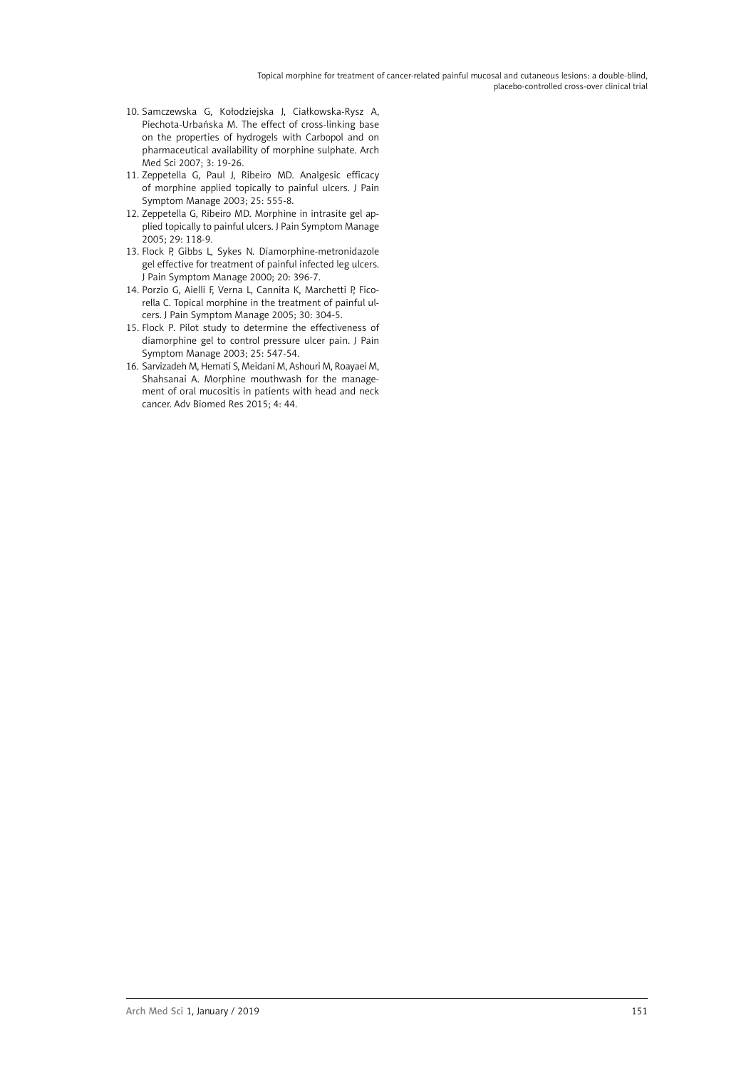10. Samczewska G, Kołodziejska J, Ciałkowska-Rysz A, Piechota-Urbańska M. The effect of cross-linking base on the properties of hydrogels with Carbopol and on pharmaceutical availability of morphine sulphate. Arch Med Sci 2007; 3: 19-26.
11. Zeppetella G, Paul J, Ribeiro MD. Analgesic efficacy of morphine applied topically to painful ulcers. J Pain Symptom Manage 2003; 25: 555-8.
12. Zeppetella G, Ribeiro MD. Morphine in intrasite gel applied topically to painful ulcers. J Pain Symptom Manage 2005; 29: 118-9.
13. Flock P, Gibbs L, Sykes N. Diamorphine-metronidazole gel effective for treatment of painful infected leg ulcers. J Pain Symptom Manage 2000; 20: 396-7.
14. Porzio G, Aielli F, Verna L, Cannita K, Marchetti P, Ficorella C. Topical morphine in the treatment of painful ulcers. J Pain Symptom Manage 2005; 30: 304-5.
15. Flock P. Pilot study to determine the effectiveness of diamorphine gel to control pressure ulcer pain. J Pain Symptom Manage 2003; 25: 547-54.
16. Sarvizadeh M, Hemati S, Meidani M, Ashouri M, Roayaei M, Shahsanai A. Morphine mouthwash for the management of oral mucositis in patients with head and neck cancer. Adv Biomed Res 2015; 4: 44.